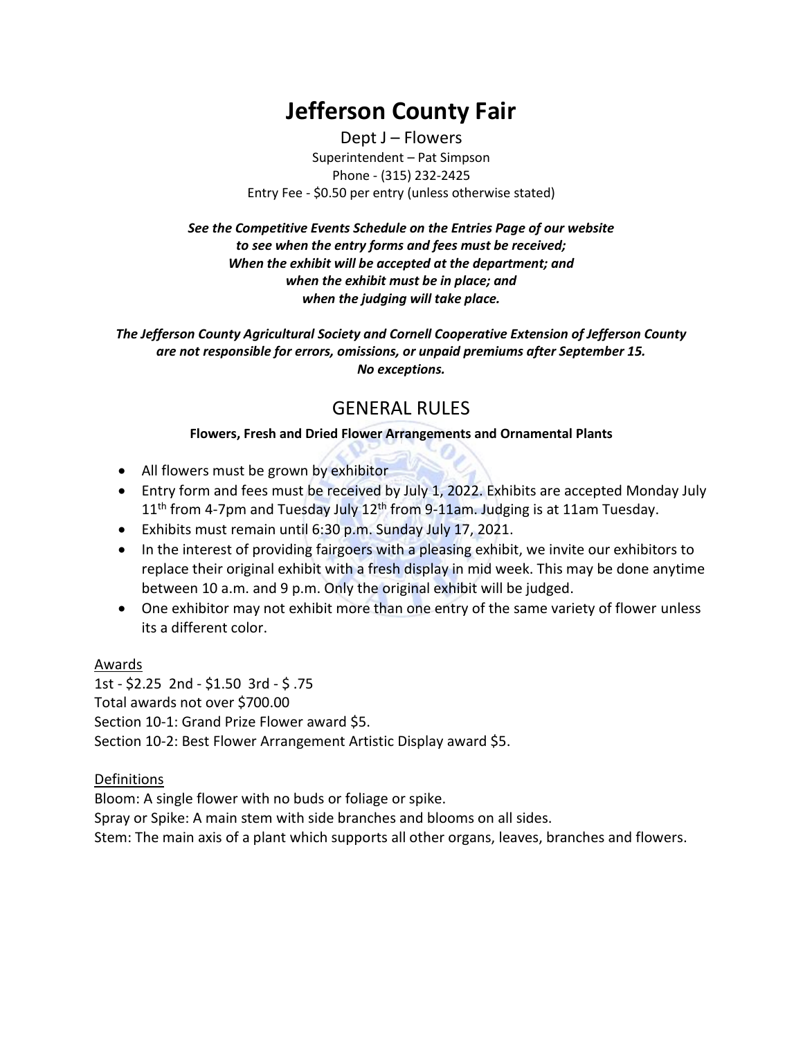# Jefferson County Fair

Dept J – Flowers

Superintendent – Pat Simpson

Phone - (315) 232-2425

Entry Fee - $0.50 per entry (unless otherwise stated)

***See the Competitive Events Schedule on the Entries Page of our website to see when the entry forms and fees must be received; When the exhibit will be accepted at the department; and when the exhibit must be in place; and when the judging will take place.***

***The Jefferson County Agricultural Society and Cornell Cooperative Extension of Jefferson County are not responsible for errors, omissions, or unpaid premiums after September 15. No exceptions.***

## GENERAL RULES

**Flowers, Fresh and Dried Flower Arrangements and Ornamental Plants**

- All flowers must be grown by exhibitor
- Entry form and fees must be received by July 1, 2022. Exhibits are accepted Monday July 11th from 4-7pm and Tuesday July 12th from 9-11am. Judging is at 11am Tuesday.
- Exhibits must remain until 6:30 p.m. Sunday July 17, 2021.
- In the interest of providing fairgoers with a pleasing exhibit, we invite our exhibitors to replace their original exhibit with a fresh display in mid week. This may be done anytime between 10 a.m. and 9 p.m. Only the original exhibit will be judged.
- One exhibitor may not exhibit more than one entry of the same variety of flower unless its a different color.

Awards

1st - $2.25 2nd - $1.50 3rd - $ .75

Total awards not over $700.00

Section 10-1: Grand Prize Flower award $5.

Section 10-2: Best Flower Arrangement Artistic Display award $5.

Definitions

Bloom: A single flower with no buds or foliage or spike.

Spray or Spike: A main stem with side branches and blooms on all sides.

Stem: The main axis of a plant which supports all other organs, leaves, branches and flowers.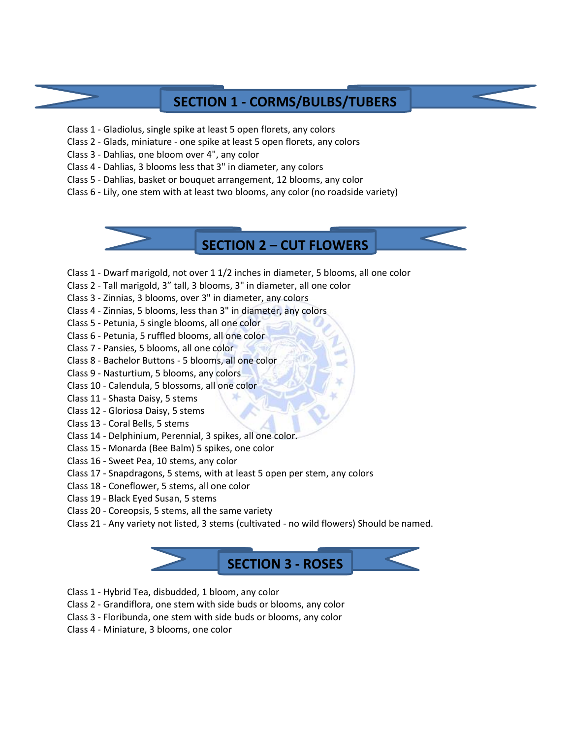## SECTION 1 - CORMS/BULBS/TUBERS

Class 1 - Gladiolus, single spike at least 5 open florets, any colors
Class 2 - Glads, miniature - one spike at least 5 open florets, any colors
Class 3 - Dahlias, one bloom over 4", any color
Class 4 - Dahlias, 3 blooms less that 3" in diameter, any colors
Class 5 - Dahlias, basket or bouquet arrangement, 12 blooms, any color
Class 6 - Lily, one stem with at least two blooms, any color (no roadside variety)

## SECTION 2 – CUT FLOWERS

Class 1 - Dwarf marigold, not over 1 1/2 inches in diameter, 5 blooms, all one color
Class 2 - Tall marigold, 3" tall, 3 blooms, 3" in diameter, all one color
Class 3 - Zinnias, 3 blooms, over 3" in diameter, any colors
Class 4 - Zinnias, 5 blooms, less than 3" in diameter, any colors
Class 5 - Petunia, 5 single blooms, all one color
Class 6 - Petunia, 5 ruffled blooms, all one color
Class 7 - Pansies, 5 blooms, all one color
Class 8 - Bachelor Buttons - 5 blooms, all one color
Class 9 - Nasturtium, 5 blooms, any colors
Class 10 - Calendula, 5 blossoms, all one color
Class 11 - Shasta Daisy, 5 stems
Class 12 - Gloriosa Daisy, 5 stems
Class 13 - Coral Bells, 5 stems
Class 14 - Delphinium, Perennial, 3 spikes, all one color.
Class 15 - Monarda (Bee Balm) 5 spikes, one color
Class 16 - Sweet Pea, 10 stems, any color
Class 17 - Snapdragons, 5 stems, with at least 5 open per stem, any colors
Class 18 - Coneflower, 5 stems, all one color
Class 19 - Black Eyed Susan, 5 stems
Class 20 - Coreopsis, 5 stems, all the same variety
Class 21 - Any variety not listed, 3 stems (cultivated - no wild flowers) Should be named.

## SECTION 3 - ROSES

Class 1 - Hybrid Tea, disbudded, 1 bloom, any color
Class 2 - Grandiflora, one stem with side buds or blooms, any color
Class 3 - Floribunda, one stem with side buds or blooms, any color
Class 4 - Miniature, 3 blooms, one color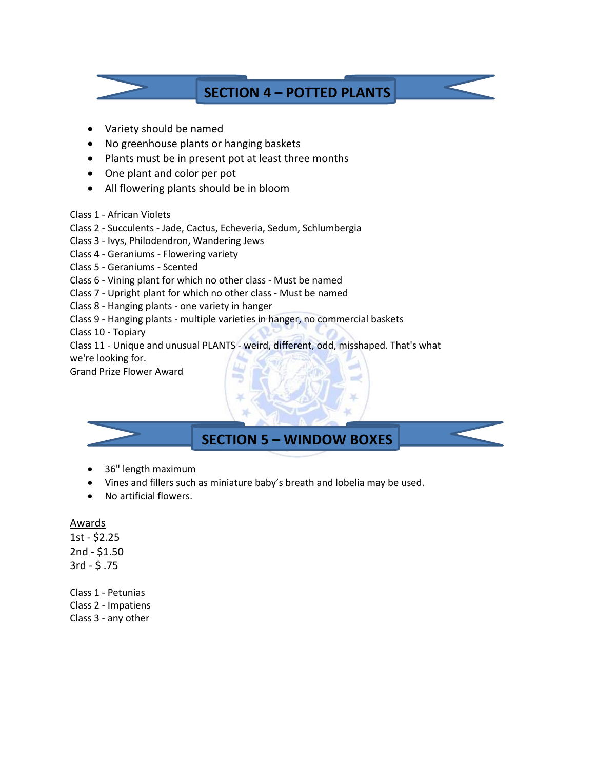## SECTION 4 – POTTED PLANTS

- Variety should be named
- No greenhouse plants or hanging baskets
- Plants must be in present pot at least three months
- One plant and color per pot
- All flowering plants should be in bloom

Class 1 - African Violets
Class 2 - Succulents - Jade, Cactus, Echeveria, Sedum, Schlumbergia
Class 3 - Ivys, Philodendron, Wandering Jews
Class 4 - Geraniums - Flowering variety
Class 5 - Geraniums - Scented
Class 6 - Vining plant for which no other class - Must be named
Class 7 - Upright plant for which no other class - Must be named
Class 8 - Hanging plants - one variety in hanger
Class 9 - Hanging plants - multiple varieties in hanger, no commercial baskets
Class 10 - Topiary
Class 11 - Unique and unusual PLANTS - weird, different, odd, misshaped. That's what we're looking for.
Grand Prize Flower Award

## SECTION 5 – WINDOW BOXES

- 36" length maximum
- Vines and fillers such as miniature baby's breath and lobelia may be used.
- No artificial flowers.

<u>Awards</u>
1st - $2.25
2nd - $1.50
3rd - $ .75

Class 1 - Petunias
Class 2 - Impatiens
Class 3 - any other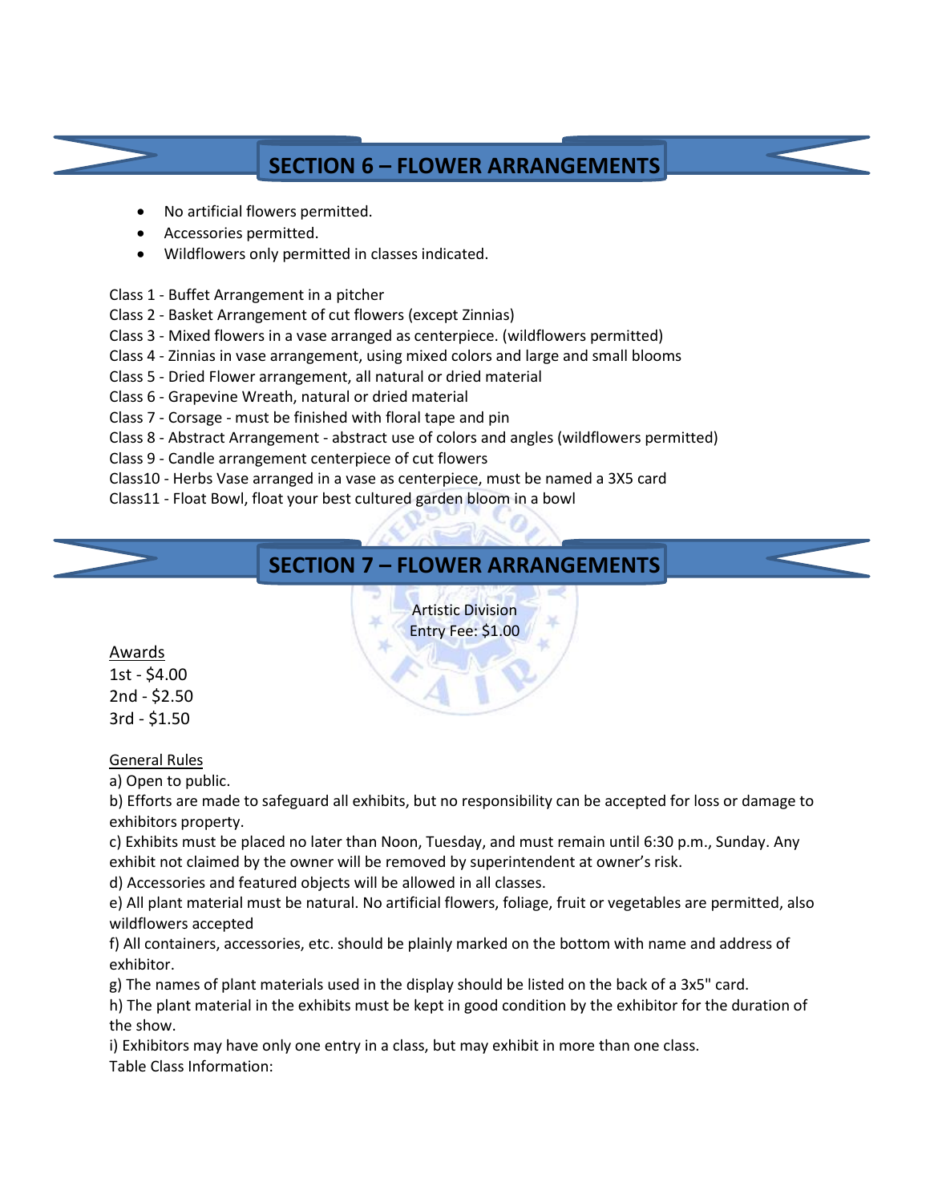## SECTION 6 – FLOWER ARRANGEMENTS

- No artificial flowers permitted.
- Accessories permitted.
- Wildflowers only permitted in classes indicated.

Class 1 - Buffet Arrangement in a pitcher
Class 2 - Basket Arrangement of cut flowers (except Zinnias)
Class 3 - Mixed flowers in a vase arranged as centerpiece. (wildflowers permitted)
Class 4 - Zinnias in vase arrangement, using mixed colors and large and small blooms
Class 5 - Dried Flower arrangement, all natural or dried material
Class 6 - Grapevine Wreath, natural or dried material
Class 7 - Corsage - must be finished with floral tape and pin
Class 8 - Abstract Arrangement - abstract use of colors and angles (wildflowers permitted)
Class 9 - Candle arrangement centerpiece of cut flowers
Class10 - Herbs Vase arranged in a vase as centerpiece, must be named a 3X5 card
Class11 - Float Bowl, float your best cultured garden bloom in a bowl

## SECTION 7 – FLOWER ARRANGEMENTS

Artistic Division
Entry Fee: $1.00

Awards
1st - $4.00
2nd - $2.50
3rd - $1.50

General Rules
a) Open to public.
b) Efforts are made to safeguard all exhibits, but no responsibility can be accepted for loss or damage to exhibitors property.
c) Exhibits must be placed no later than Noon, Tuesday, and must remain until 6:30 p.m., Sunday. Any exhibit not claimed by the owner will be removed by superintendent at owner's risk.
d) Accessories and featured objects will be allowed in all classes.
e) All plant material must be natural. No artificial flowers, foliage, fruit or vegetables are permitted, also wildflowers accepted
f) All containers, accessories, etc. should be plainly marked on the bottom with name and address of exhibitor.
g) The names of plant materials used in the display should be listed on the back of a 3x5" card.
h) The plant material in the exhibits must be kept in good condition by the exhibitor for the duration of the show.
i) Exhibitors may have only one entry in a class, but may exhibit in more than one class.
Table Class Information: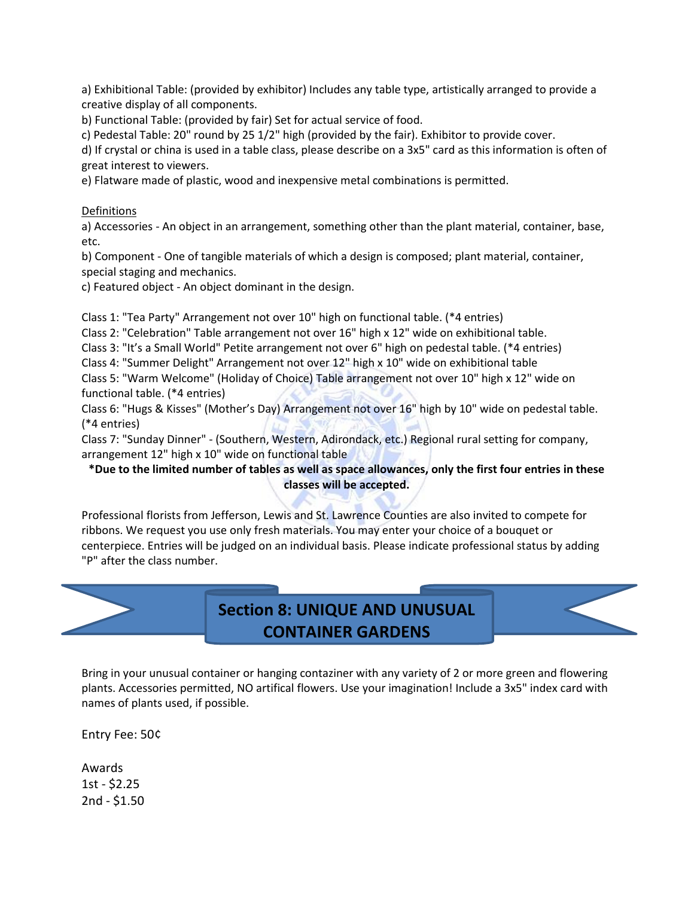a) Exhibitional Table: (provided by exhibitor) Includes any table type, artistically arranged to provide a creative display of all components.
b) Functional Table: (provided by fair) Set for actual service of food.
c) Pedestal Table: 20" round by 25 1/2" high (provided by the fair). Exhibitor to provide cover.
d) If crystal or china is used in a table class, please describe on a 3x5" card as this information is often of great interest to viewers.
e) Flatware made of plastic, wood and inexpensive metal combinations is permitted.

Definitions

a) Accessories - An object in an arrangement, something other than the plant material, container, base, etc.
b) Component - One of tangible materials of which a design is composed; plant material, container, special staging and mechanics.
c) Featured object - An object dominant in the design.

Class 1: "Tea Party" Arrangement not over 10" high on functional table. (*4 entries)
Class 2: "Celebration" Table arrangement not over 16" high x 12" wide on exhibitional table.
Class 3: "It's a Small World" Petite arrangement not over 6" high on pedestal table. (*4 entries)
Class 4: "Summer Delight" Arrangement not over 12" high x 10" wide on exhibitional table
Class 5: "Warm Welcome" (Holiday of Choice) Table arrangement not over 10" high x 12" wide on functional table. (*4 entries)
Class 6: "Hugs & Kisses" (Mother's Day) Arrangement not over 16" high by 10" wide on pedestal table. (*4 entries)
Class 7: "Sunday Dinner" - (Southern, Western, Adirondack, etc.) Regional rural setting for company, arrangement 12" high x 10" wide on functional table

**\*Due to the limited number of tables as well as space allowances, only the first four entries in these classes will be accepted.**

Professional florists from Jefferson, Lewis and St. Lawrence Counties are also invited to compete for ribbons. We request you use only fresh materials. You may enter your choice of a bouquet or centerpiece. Entries will be judged on an individual basis. Please indicate professional status by adding "P" after the class number.

## Section 8: UNIQUE AND UNUSUAL CONTAINER GARDENS

Bring in your unusual container or hanging contaziner with any variety of 2 or more green and flowering plants. Accessories permitted, NO artifical flowers. Use your imagination! Include a 3x5" index card with names of plants used, if possible.

Entry Fee: 50¢

Awards
1st - $2.25
2nd - $1.50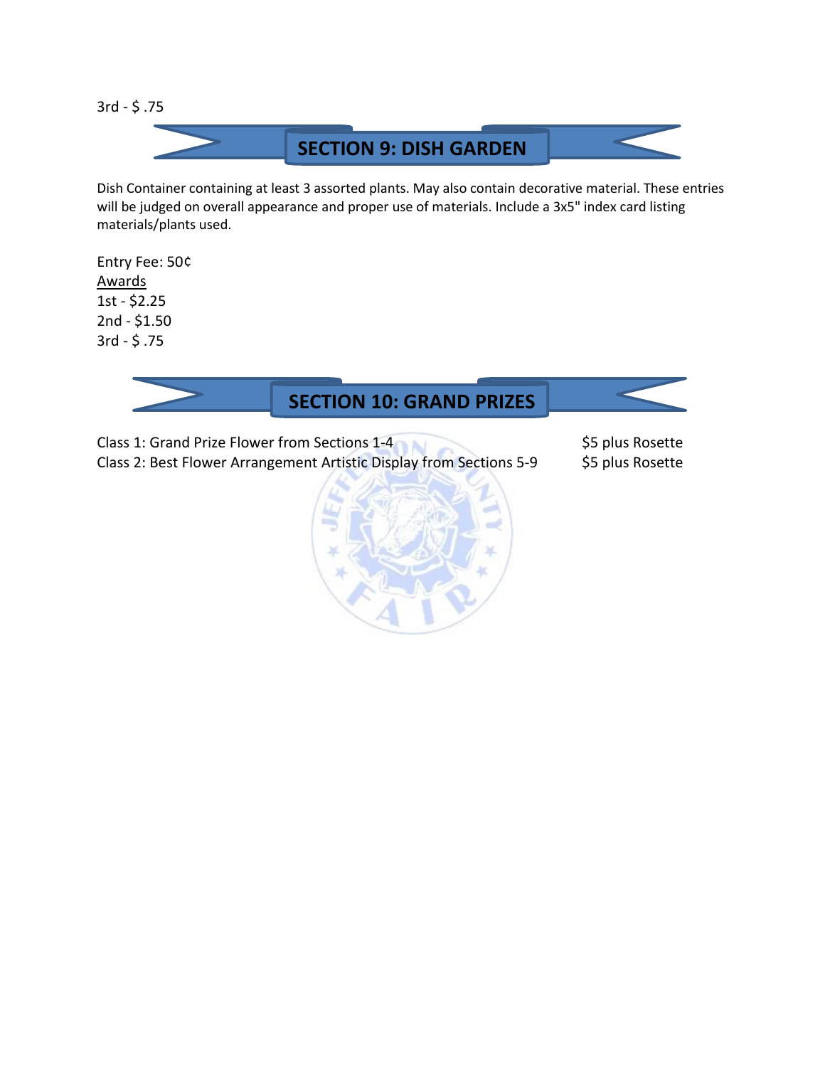3rd - $ .75

## SECTION 9: DISH GARDEN

Dish Container containing at least 3 assorted plants. May also contain decorative material. These entries will be judged on overall appearance and proper use of materials. Include a 3x5" index card listing materials/plants used.

Entry Fee: 50¢
Awards
1st - $2.25
2nd - $1.50
3rd - $ .75

## SECTION 10: GRAND PRIZES

| | |
|---|---|
| Class 1: Grand Prize Flower from Sections 1-4 | $5 plus Rosette |
| Class 2: Best Flower Arrangement Artistic Display from Sections 5-9 | $5 plus Rosette |